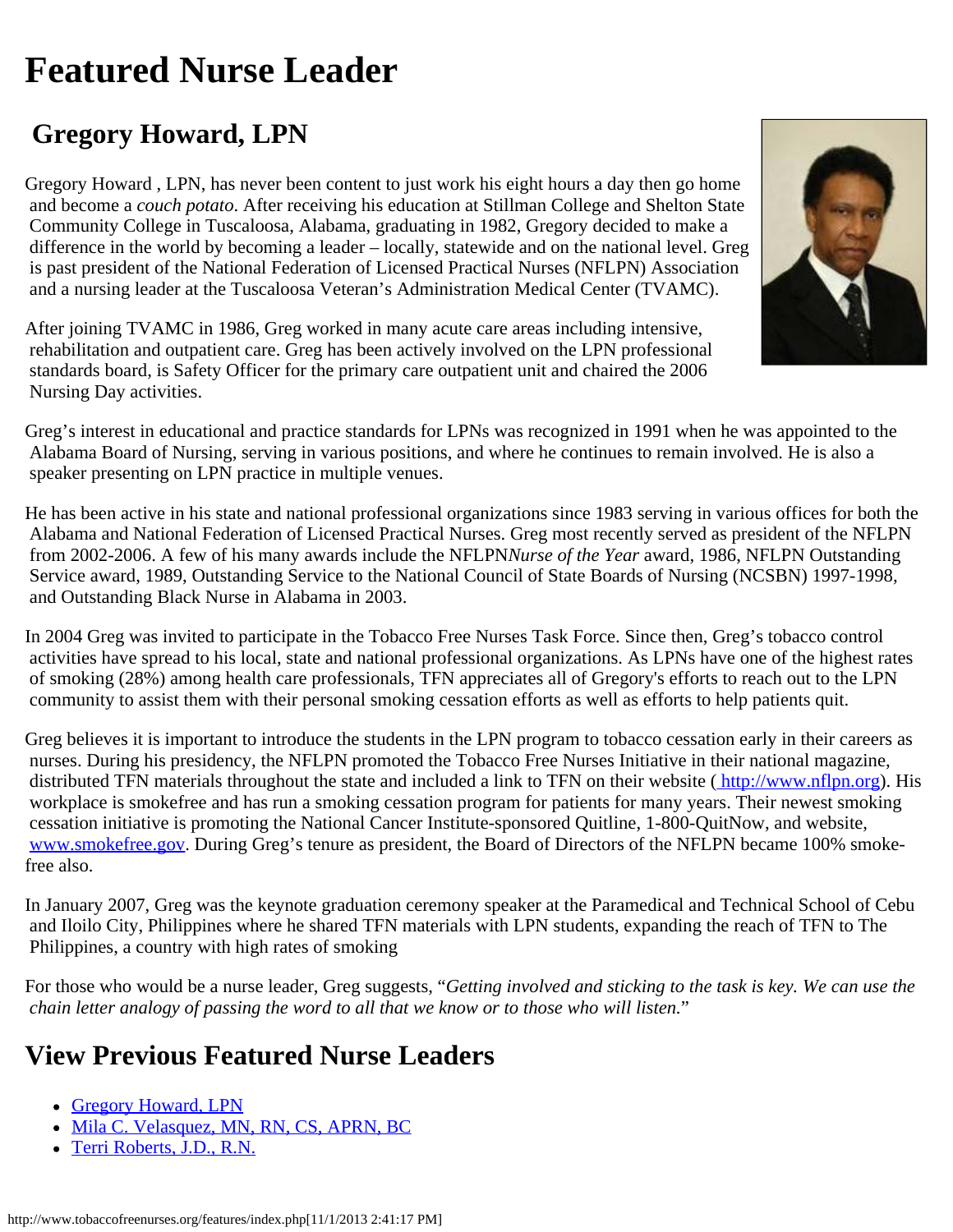# Featured Nurse Leader

## Gregory Howard, LPN

Gregory Howard , LPN, has never been content to just work his eight hours a day then go home and become a *couch potato*. After receiving his education at Stillman College and Shelton State Community College in Tuscaloosa, Alabama, graduating in 1982, Gregory decided to make a difference in the world by becoming a leader – locally, statewide and on the national level. Greg is past president of the National Federation of Licensed Practical Nurses (NFLPN) Association and a nursing leader at the Tuscaloosa Veteran's Administration Medical Center (TVAMC).

After joining TVAMC in 1986, Greg worked in many acute care areas including intensive, rehabilitation and outpatient care. Greg has been actively involved on the LPN professional standards board, is Safety Officer for the primary care outpatient unit and chaired the 2006 Nursing Day activities.

Greg's interest in educational and practice standards for LPNs was recognized in 1991 when he was appointed to the Alabama Board of Nursing, serving in various positions, and where he continues to remain involved. He is also a speaker presenting on LPN practice in multiple venues.

He has been active in his state and national professional organizations since 1983 serving in various offices for both the Alabama and National Federation of Licensed Practical Nurses. Greg most recently served as president of the NFLPN from 2002-2006. A few of his many awards include the NFLPN*Nurse of the Year* award, 1986, NFLPN Outstanding Service award, 1989, Outstanding Service to the National Council of State Boards of Nursing (NCSBN) 1997-1998, and Outstanding Black Nurse in Alabama in 2003.

In 2004 Greg was invited to participate in the Tobacco Free Nurses Task Force. Since then, Greg's tobacco control activities have spread to his local, state and national professional organizations. As LPNs have one of the highest rates of smoking (28%) among health care professionals, TFN appreciates all of Gregory's efforts to reach out to the LPN community to assist them with their personal smoking cessation efforts as well as efforts to help patients quit.

Greg believes it is important to introduce the students in the LPN program to tobacco cessation early in their careers as nurses. During his presidency, the NFLPN promoted the Tobacco Free Nurses Initiative in their national magazine, distributed TFN materials throughout the state and included a link to TFN on their website ( http://www.nflpn.org). His workplace is smokefree and has run a smoking cessation program for patients for many years. Their newest smoking cessation initiative is promoting the National Cancer Institute-sponsored Quitline, 1-800-QuitNow, and website, www.smokefree.gov. During Greg's tenure as president, the Board of Directors of the NFLPN became 100% smoke-free also.

In January 2007, Greg was the keynote graduation ceremony speaker at the Paramedical and Technical School of Cebu and Iloilo City, Philippines where he shared TFN materials with LPN students, expanding the reach of TFN to The Philippines, a country with high rates of smoking

For those who would be a nurse leader, Greg suggests, "*Getting involved and sticking to the task is key. We can use the chain letter analogy of passing the word to all that we know or to those who will listen.*"

## View Previous Featured Nurse Leaders

- Gregory Howard, LPN
- Mila C. Velasquez, MN, RN, CS, APRN, BC
- Terri Roberts, J.D., R.N.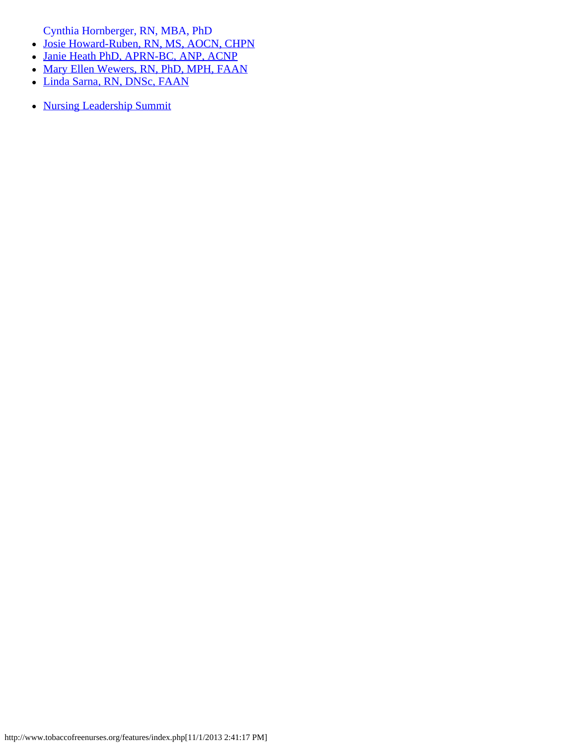Cynthia Hornberger, RN, MBA, PhD

- Josie Howard-Ruben, RN, MS, AOCN, CHPN
- Janie Heath PhD, APRN-BC, ANP, ACNP
- Mary Ellen Wewers, RN, PhD, MPH, FAAN
- Linda Sarna, RN, DNSc, FAAN

- Nursing Leadership Summit